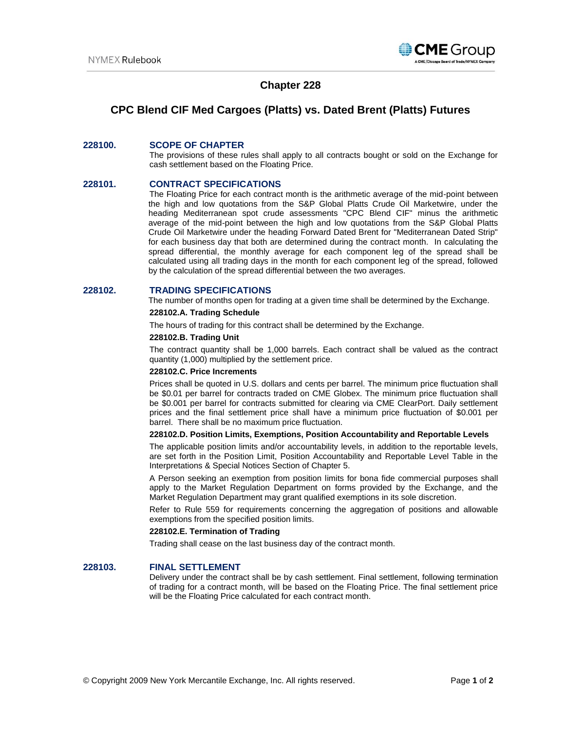# Chapter 228

# CPC Blend CIF Med Cargoes (Platts) vs. Dated Brent (Platts) Futures

## 228100. SCOPE OF CHAPTER

The provisions of these rules shall apply to all contracts bought or sold on the Exchange for cash settlement based on the Floating Price.

## 228101. CONTRACT SPECIFICATIONS

The Floating Price for each contract month is the arithmetic average of the mid-point between the high and low quotations from the S&P Global Platts Crude Oil Marketwire, under the heading Mediterranean spot crude assessments "CPC Blend CIF" minus the arithmetic average of the mid-point between the high and low quotations from the S&P Global Platts Crude Oil Marketwire under the heading Forward Dated Brent for "Mediterranean Dated Strip" for each business day that both are determined during the contract month. In calculating the spread differential, the monthly average for each component leg of the spread shall be calculated using all trading days in the month for each component leg of the spread, followed by the calculation of the spread differential between the two averages.

## 228102. TRADING SPECIFICATIONS

The number of months open for trading at a given time shall be determined by the Exchange.

### 228102.A. Trading Schedule

The hours of trading for this contract shall be determined by the Exchange.

### 228102.B. Trading Unit

The contract quantity shall be 1,000 barrels. Each contract shall be valued as the contract quantity (1,000) multiplied by the settlement price.

### 228102.C. Price Increments

Prices shall be quoted in U.S. dollars and cents per barrel. The minimum price fluctuation shall be $0.01 per barrel for contracts traded on CME Globex. The minimum price fluctuation shall be $0.001 per barrel for contracts submitted for clearing via CME ClearPort. Daily settlement prices and the final settlement price shall have a minimum price fluctuation of $0.001 per barrel. There shall be no maximum price fluctuation.

### 228102.D. Position Limits, Exemptions, Position Accountability and Reportable Levels

The applicable position limits and/or accountability levels, in addition to the reportable levels, are set forth in the Position Limit, Position Accountability and Reportable Level Table in the Interpretations & Special Notices Section of Chapter 5.

A Person seeking an exemption from position limits for bona fide commercial purposes shall apply to the Market Regulation Department on forms provided by the Exchange, and the Market Regulation Department may grant qualified exemptions in its sole discretion.

Refer to Rule 559 for requirements concerning the aggregation of positions and allowable exemptions from the specified position limits.

### 228102.E. Termination of Trading

Trading shall cease on the last business day of the contract month.

## 228103. FINAL SETTLEMENT

Delivery under the contract shall be by cash settlement. Final settlement, following termination of trading for a contract month, will be based on the Floating Price. The final settlement price will be the Floating Price calculated for each contract month.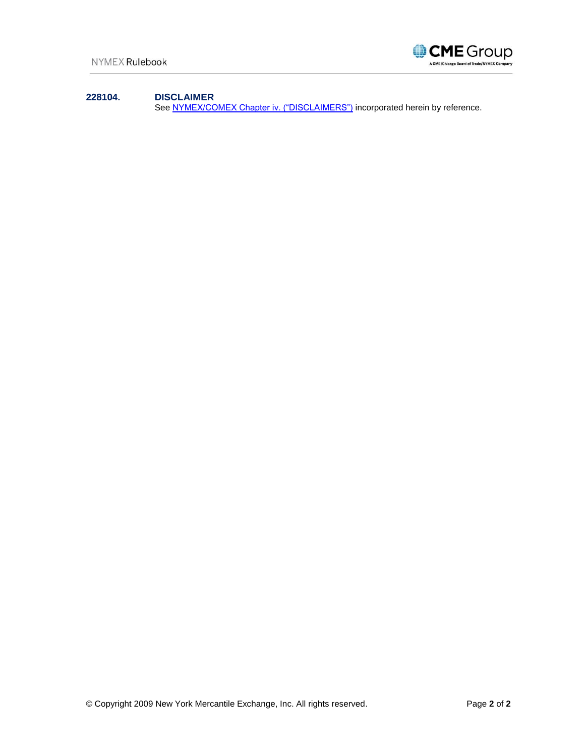**228104. DISCLAIMER**

See NYMEX/COMEX Chapter iv. ("DISCLAIMERS") incorporated herein by reference.